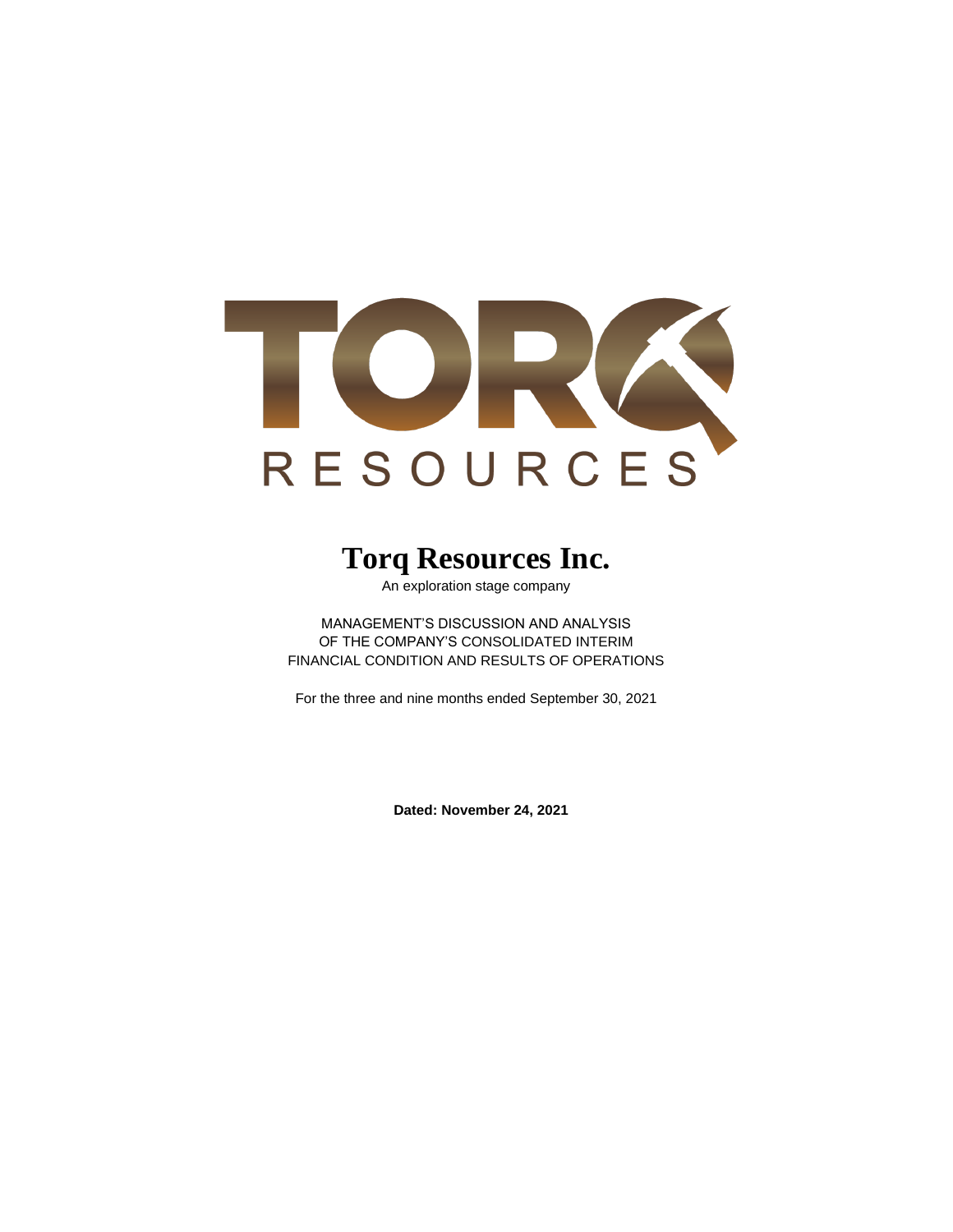TORQ RESOURCES

# Torq Resources Inc.

An exploration stage company

MANAGEMENT'S DISCUSSION AND ANALYSIS
OF THE COMPANY'S CONSOLIDATED INTERIM
FINANCIAL CONDITION AND RESULTS OF OPERATIONS

For the three and nine months ended September 30, 2021

**Dated: November 24, 2021**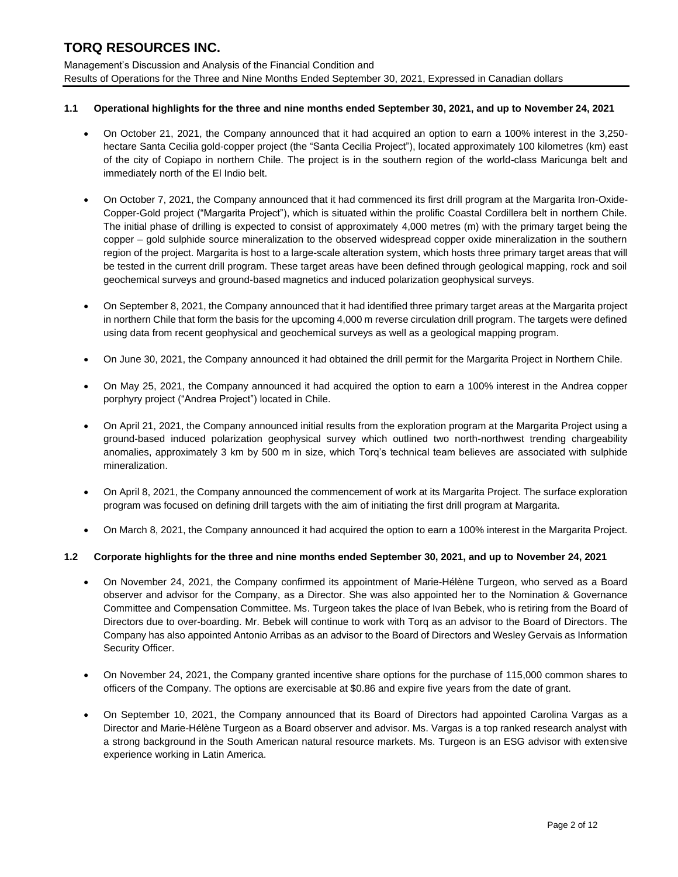## 1.1 Operational highlights for the three and nine months ended September 30, 2021, and up to November 24, 2021

- On October 21, 2021, the Company announced that it had acquired an option to earn a 100% interest in the 3,250-hectare Santa Cecilia gold-copper project (the "Santa Cecilia Project"), located approximately 100 kilometres (km) east of the city of Copiapo in northern Chile. The project is in the southern region of the world-class Maricunga belt and immediately north of the El Indio belt.

- On October 7, 2021, the Company announced that it had commenced its first drill program at the Margarita Iron-Oxide-Copper-Gold project ("Margarita Project"), which is situated within the prolific Coastal Cordillera belt in northern Chile. The initial phase of drilling is expected to consist of approximately 4,000 metres (m) with the primary target being the copper – gold sulphide source mineralization to the observed widespread copper oxide mineralization in the southern region of the project. Margarita is host to a large-scale alteration system, which hosts three primary target areas that will be tested in the current drill program. These target areas have been defined through geological mapping, rock and soil geochemical surveys and ground-based magnetics and induced polarization geophysical surveys.

- On September 8, 2021, the Company announced that it had identified three primary target areas at the Margarita project in northern Chile that form the basis for the upcoming 4,000 m reverse circulation drill program. The targets were defined using data from recent geophysical and geochemical surveys as well as a geological mapping program.

- On June 30, 2021, the Company announced it had obtained the drill permit for the Margarita Project in Northern Chile.

- On May 25, 2021, the Company announced it had acquired the option to earn a 100% interest in the Andrea copper porphyry project ("Andrea Project") located in Chile.

- On April 21, 2021, the Company announced initial results from the exploration program at the Margarita Project using a ground-based induced polarization geophysical survey which outlined two north-northwest trending chargeability anomalies, approximately 3 km by 500 m in size, which Torq's technical team believes are associated with sulphide mineralization.

- On April 8, 2021, the Company announced the commencement of work at its Margarita Project. The surface exploration program was focused on defining drill targets with the aim of initiating the first drill program at Margarita.

- On March 8, 2021, the Company announced it had acquired the option to earn a 100% interest in the Margarita Project.

## 1.2 Corporate highlights for the three and nine months ended September 30, 2021, and up to November 24, 2021

- On November 24, 2021, the Company confirmed its appointment of Marie-Hélène Turgeon, who served as a Board observer and advisor for the Company, as a Director. She was also appointed her to the Nomination & Governance Committee and Compensation Committee. Ms. Turgeon takes the place of Ivan Bebek, who is retiring from the Board of Directors due to over-boarding. Mr. Bebek will continue to work with Torq as an advisor to the Board of Directors. The Company has also appointed Antonio Arribas as an advisor to the Board of Directors and Wesley Gervais as Information Security Officer.

- On November 24, 2021, the Company granted incentive share options for the purchase of 115,000 common shares to officers of the Company. The options are exercisable at $0.86 and expire five years from the date of grant.

- On September 10, 2021, the Company announced that its Board of Directors had appointed Carolina Vargas as a Director and Marie-Hélène Turgeon as a Board observer and advisor. Ms. Vargas is a top ranked research analyst with a strong background in the South American natural resource markets. Ms. Turgeon is an ESG advisor with extensive experience working in Latin America.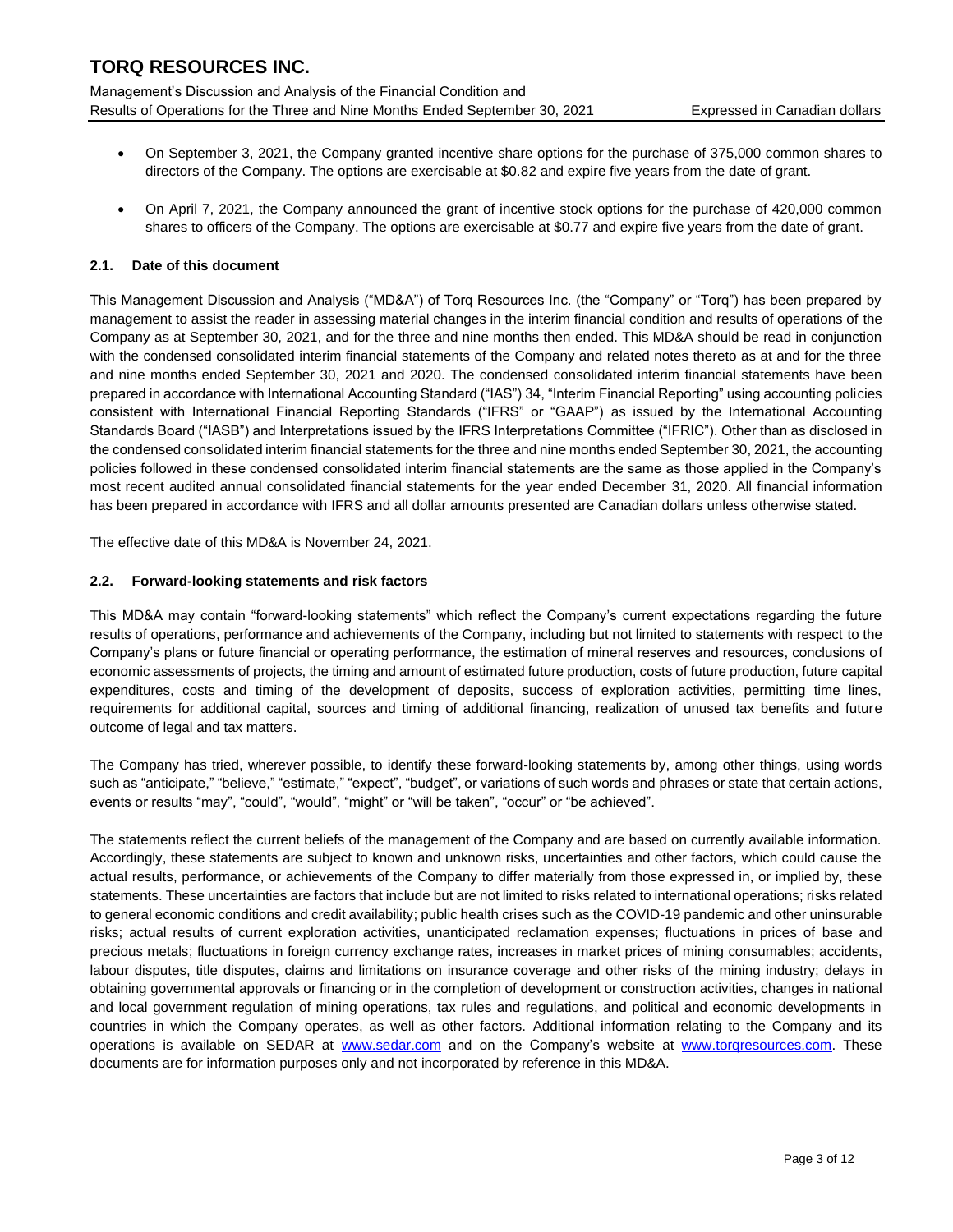- On September 3, 2021, the Company granted incentive share options for the purchase of 375,000 common shares to directors of the Company. The options are exercisable at $0.82 and expire five years from the date of grant.

- On April 7, 2021, the Company announced the grant of incentive stock options for the purchase of 420,000 common shares to officers of the Company. The options are exercisable at $0.77 and expire five years from the date of grant.

### 2.1. Date of this document

This Management Discussion and Analysis ("MD&A") of Torq Resources Inc. (the "Company" or "Torq") has been prepared by management to assist the reader in assessing material changes in the interim financial condition and results of operations of the Company as at September 30, 2021, and for the three and nine months then ended. This MD&A should be read in conjunction with the condensed consolidated interim financial statements of the Company and related notes thereto as at and for the three and nine months ended September 30, 2021 and 2020. The condensed consolidated interim financial statements have been prepared in accordance with International Accounting Standard ("IAS") 34, "Interim Financial Reporting" using accounting policies consistent with International Financial Reporting Standards ("IFRS" or "GAAP") as issued by the International Accounting Standards Board ("IASB") and Interpretations issued by the IFRS Interpretations Committee ("IFRIC"). Other than as disclosed in the condensed consolidated interim financial statements for the three and nine months ended September 30, 2021, the accounting policies followed in these condensed consolidated interim financial statements are the same as those applied in the Company's most recent audited annual consolidated financial statements for the year ended December 31, 2020. All financial information has been prepared in accordance with IFRS and all dollar amounts presented are Canadian dollars unless otherwise stated.

The effective date of this MD&A is November 24, 2021.

### 2.2. Forward-looking statements and risk factors

This MD&A may contain "forward-looking statements" which reflect the Company's current expectations regarding the future results of operations, performance and achievements of the Company, including but not limited to statements with respect to the Company's plans or future financial or operating performance, the estimation of mineral reserves and resources, conclusions of economic assessments of projects, the timing and amount of estimated future production, costs of future production, future capital expenditures, costs and timing of the development of deposits, success of exploration activities, permitting time lines, requirements for additional capital, sources and timing of additional financing, realization of unused tax benefits and future outcome of legal and tax matters.

The Company has tried, wherever possible, to identify these forward-looking statements by, among other things, using words such as "anticipate," "believe," "estimate," "expect", "budget", or variations of such words and phrases or state that certain actions, events or results "may", "could", "would", "might" or "will be taken", "occur" or "be achieved".

The statements reflect the current beliefs of the management of the Company and are based on currently available information. Accordingly, these statements are subject to known and unknown risks, uncertainties and other factors, which could cause the actual results, performance, or achievements of the Company to differ materially from those expressed in, or implied by, these statements. These uncertainties are factors that include but are not limited to risks related to international operations; risks related to general economic conditions and credit availability; public health crises such as the COVID-19 pandemic and other uninsurable risks; actual results of current exploration activities, unanticipated reclamation expenses; fluctuations in prices of base and precious metals; fluctuations in foreign currency exchange rates, increases in market prices of mining consumables; accidents, labour disputes, title disputes, claims and limitations on insurance coverage and other risks of the mining industry; delays in obtaining governmental approvals or financing or in the completion of development or construction activities, changes in national and local government regulation of mining operations, tax rules and regulations, and political and economic developments in countries in which the Company operates, as well as other factors. Additional information relating to the Company and its operations is available on SEDAR at [www.sedar.com](http://www.sedar.com) and on the Company's website at [www.torqresources.com](http://www.torqresources.com). These documents are for information purposes only and not incorporated by reference in this MD&A.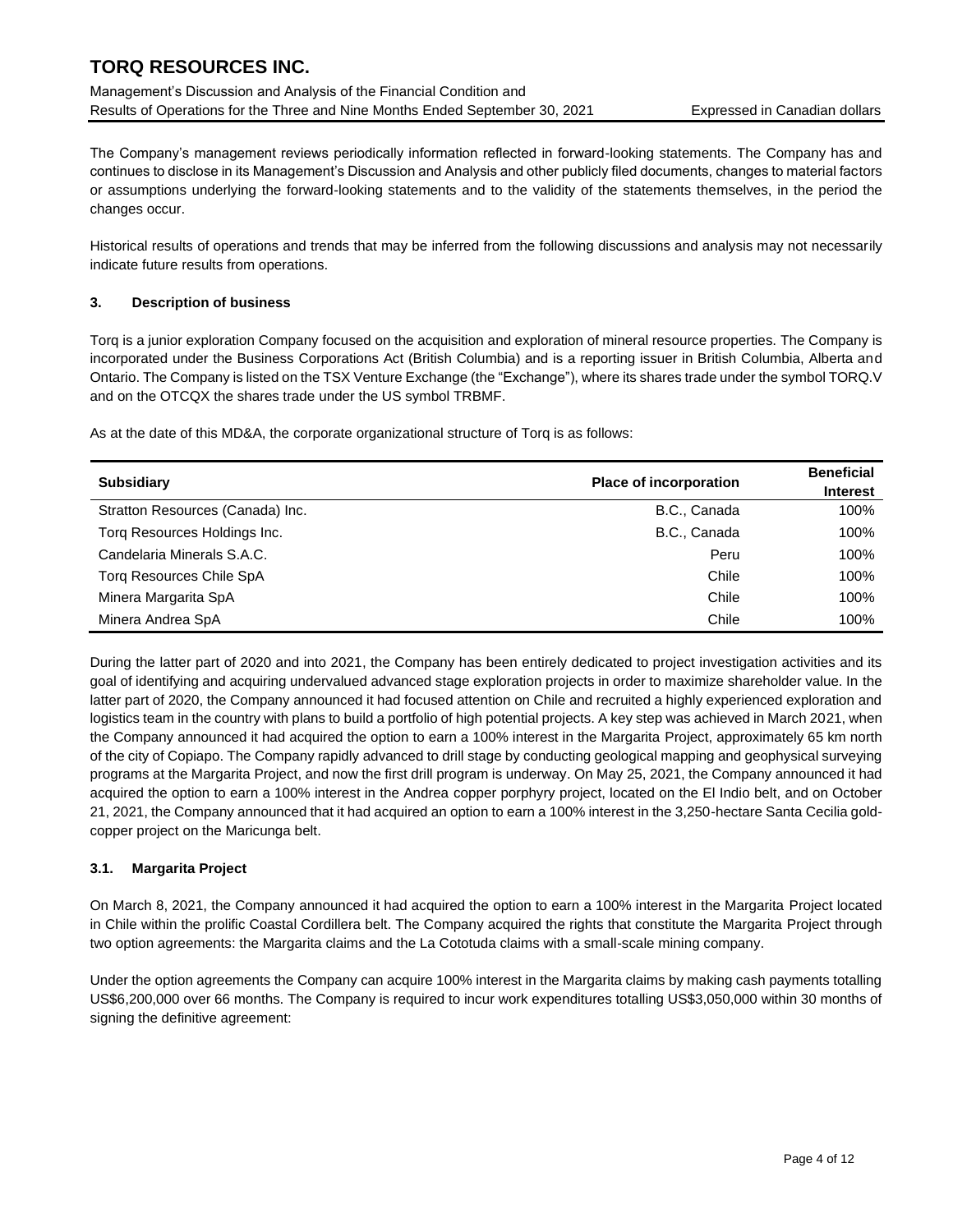The Company's management reviews periodically information reflected in forward-looking statements. The Company has and continues to disclose in its Management's Discussion and Analysis and other publicly filed documents, changes to material factors or assumptions underlying the forward-looking statements and to the validity of the statements themselves, in the period the changes occur.

Historical results of operations and trends that may be inferred from the following discussions and analysis may not necessarily indicate future results from operations.

### 3. Description of business

Torq is a junior exploration Company focused on the acquisition and exploration of mineral resource properties. The Company is incorporated under the Business Corporations Act (British Columbia) and is a reporting issuer in British Columbia, Alberta and Ontario. The Company is listed on the TSX Venture Exchange (the "Exchange"), where its shares trade under the symbol TORQ.V and on the OTCQX the shares trade under the US symbol TRBMF.

As at the date of this MD&A, the corporate organizational structure of Torq is as follows:

| Subsidiary | Place of incorporation | Beneficial Interest |
|---|---|---|
| Stratton Resources (Canada) Inc. | B.C., Canada | 100% |
| Torq Resources Holdings Inc. | B.C., Canada | 100% |
| Candelaria Minerals S.A.C. | Peru | 100% |
| Torq Resources Chile SpA | Chile | 100% |
| Minera Margarita SpA | Chile | 100% |
| Minera Andrea SpA | Chile | 100% |

During the latter part of 2020 and into 2021, the Company has been entirely dedicated to project investigation activities and its goal of identifying and acquiring undervalued advanced stage exploration projects in order to maximize shareholder value. In the latter part of 2020, the Company announced it had focused attention on Chile and recruited a highly experienced exploration and logistics team in the country with plans to build a portfolio of high potential projects. A key step was achieved in March 2021, when the Company announced it had acquired the option to earn a 100% interest in the Margarita Project, approximately 65 km north of the city of Copiapo. The Company rapidly advanced to drill stage by conducting geological mapping and geophysical surveying programs at the Margarita Project, and now the first drill program is underway. On May 25, 2021, the Company announced it had acquired the option to earn a 100% interest in the Andrea copper porphyry project, located on the El Indio belt, and on October 21, 2021, the Company announced that it had acquired an option to earn a 100% interest in the 3,250-hectare Santa Cecilia gold-copper project on the Maricunga belt.

### 3.1. Margarita Project

On March 8, 2021, the Company announced it had acquired the option to earn a 100% interest in the Margarita Project located in Chile within the prolific Coastal Cordillera belt. The Company acquired the rights that constitute the Margarita Project through two option agreements: the Margarita claims and the La Cototuda claims with a small-scale mining company.

Under the option agreements the Company can acquire 100% interest in the Margarita claims by making cash payments totalling US$6,200,000 over 66 months. The Company is required to incur work expenditures totalling US$3,050,000 within 30 months of signing the definitive agreement: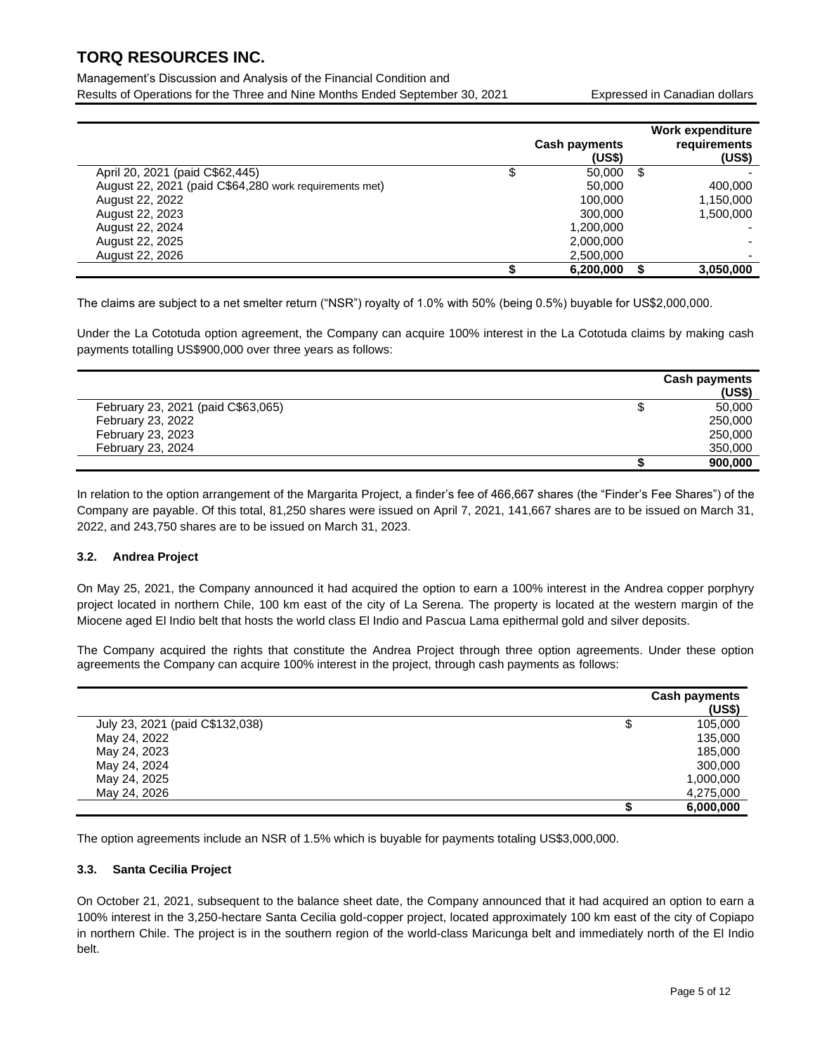| | Cash payments (US$) | Work expenditure requirements (US$) |
|---|---|---|
| April 20, 2021 (paid C$62,445) | $ 50,000 | $ - |
| August 22, 2021 (paid C$64,280 work requirements met) | 50,000 | 400,000 |
| August 22, 2022 | 100,000 | 1,150,000 |
| August 22, 2023 | 300,000 | 1,500,000 |
| August 22, 2024 | 1,200,000 | - |
| August 22, 2025 | 2,000,000 | - |
| August 22, 2026 | 2,500,000 | - |
| | **$ 6,200,000** | **$ 3,050,000** |

The claims are subject to a net smelter return ("NSR") royalty of 1.0% with 50% (being 0.5%) buyable for US$2,000,000.

Under the La Cototuda option agreement, the Company can acquire 100% interest in the La Cototuda claims by making cash payments totalling US$900,000 over three years as follows:

| | Cash payments (US$) |
|---|---|
| February 23, 2021 (paid C$63,065) | $ 50,000 |
| February 23, 2022 | 250,000 |
| February 23, 2023 | 250,000 |
| February 23, 2024 | 350,000 |
| | **$ 900,000** |

In relation to the option arrangement of the Margarita Project, a finder's fee of 466,667 shares (the "Finder's Fee Shares") of the Company are payable. Of this total, 81,250 shares were issued on April 7, 2021, 141,667 shares are to be issued on March 31, 2022, and 243,750 shares are to be issued on March 31, 2023.

### 3.2. Andrea Project

On May 25, 2021, the Company announced it had acquired the option to earn a 100% interest in the Andrea copper porphyry project located in northern Chile, 100 km east of the city of La Serena. The property is located at the western margin of the Miocene aged El Indio belt that hosts the world class El Indio and Pascua Lama epithermal gold and silver deposits.

The Company acquired the rights that constitute the Andrea Project through three option agreements. Under these option agreements the Company can acquire 100% interest in the project, through cash payments as follows:

| | Cash payments (US$) |
|---|---|
| July 23, 2021 (paid C$132,038) | $ 105,000 |
| May 24, 2022 | 135,000 |
| May 24, 2023 | 185,000 |
| May 24, 2024 | 300,000 |
| May 24, 2025 | 1,000,000 |
| May 24, 2026 | 4,275,000 |
| | **$ 6,000,000** |

The option agreements include an NSR of 1.5% which is buyable for payments totaling US$3,000,000.

### 3.3. Santa Cecilia Project

On October 21, 2021, subsequent to the balance sheet date, the Company announced that it had acquired an option to earn a 100% interest in the 3,250-hectare Santa Cecilia gold-copper project, located approximately 100 km east of the city of Copiapo in northern Chile. The project is in the southern region of the world-class Maricunga belt and immediately north of the El Indio belt.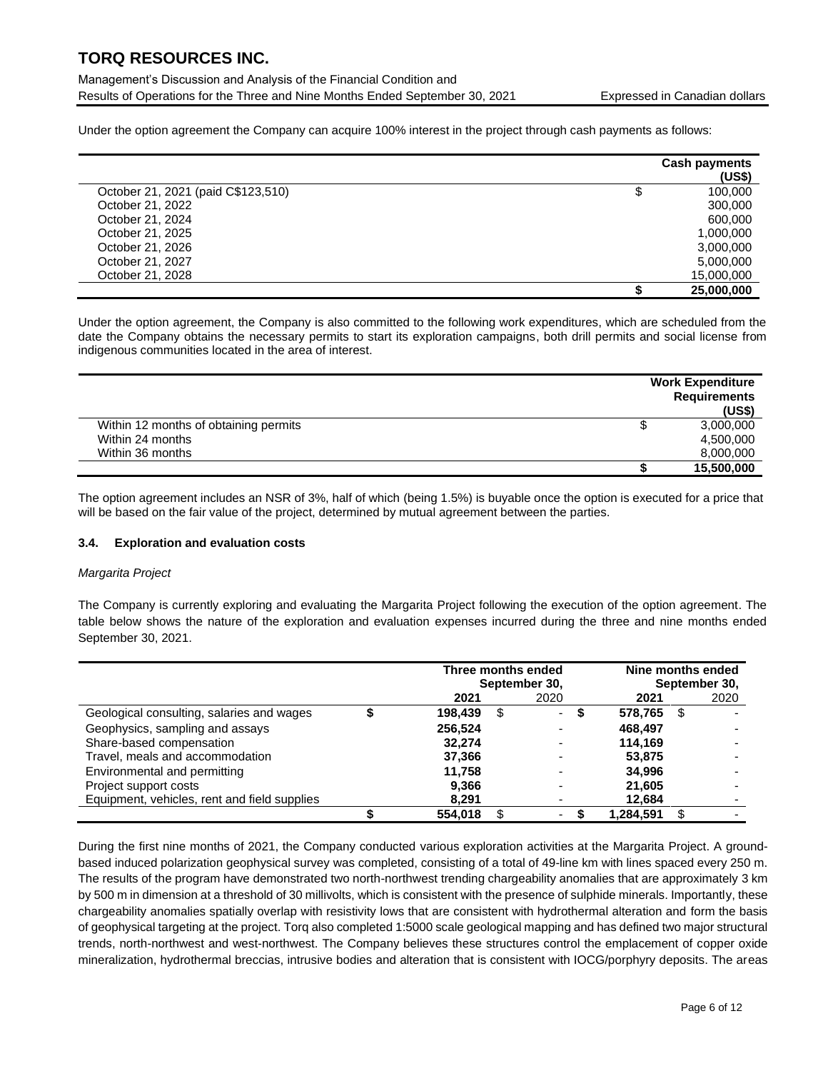Under the option agreement the Company can acquire 100% interest in the project through cash payments as follows:

| | Cash payments (US$) |
|---|---|
| October 21, 2021 (paid C$123,510) | $ 100,000 |
| October 21, 2022 | 300,000 |
| October 21, 2024 | 600,000 |
| October 21, 2025 | 1,000,000 |
| October 21, 2026 | 3,000,000 |
| October 21, 2027 | 5,000,000 |
| October 21, 2028 | 15,000,000 |
| | **$ 25,000,000** |

Under the option agreement, the Company is also committed to the following work expenditures, which are scheduled from the date the Company obtains the necessary permits to start its exploration campaigns, both drill permits and social license from indigenous communities located in the area of interest.

| | Work Expenditure Requirements (US$) |
|---|---|
| Within 12 months of obtaining permits | $ 3,000,000 |
| Within 24 months | 4,500,000 |
| Within 36 months | 8,000,000 |
| | **$ 15,500,000** |

The option agreement includes an NSR of 3%, half of which (being 1.5%) is buyable once the option is executed for a price that will be based on the fair value of the project, determined by mutual agreement between the parties.

### 3.4. Exploration and evaluation costs

*Margarita Project*

The Company is currently exploring and evaluating the Margarita Project following the execution of the option agreement. The table below shows the nature of the exploration and evaluation expenses incurred during the three and nine months ended September 30, 2021.

| | Three months ended September 30, | | Nine months ended September 30, | |
|---|---|---|---|---|
| | **2021** | 2020 | **2021** | 2020 |
| Geological consulting, salaries and wages | **$ 198,439** | $ - | **$ 578,765** | $ - |
| Geophysics, sampling and assays | **256,524** | - | **468,497** | - |
| Share-based compensation | **32,274** | - | **114,169** | - |
| Travel, meals and accommodation | **37,366** | - | **53,875** | - |
| Environmental and permitting | **11,758** | - | **34,996** | - |
| Project support costs | **9,366** | - | **21,605** | - |
| Equipment, vehicles, rent and field supplies | **8,291** | - | **12,684** | - |
| | **$ 554,018** | $ - | **$ 1,284,591** | $ - |

During the first nine months of 2021, the Company conducted various exploration activities at the Margarita Project. A ground-based induced polarization geophysical survey was completed, consisting of a total of 49-line km with lines spaced every 250 m. The results of the program have demonstrated two north-northwest trending chargeability anomalies that are approximately 3 km by 500 m in dimension at a threshold of 30 millivolts, which is consistent with the presence of sulphide minerals. Importantly, these chargeability anomalies spatially overlap with resistivity lows that are consistent with hydrothermal alteration and form the basis of geophysical targeting at the project. Torq also completed 1:5000 scale geological mapping and has defined two major structural trends, north-northwest and west-northwest. The Company believes these structures control the emplacement of copper oxide mineralization, hydrothermal breccias, intrusive bodies and alteration that is consistent with IOCG/porphyry deposits. The areas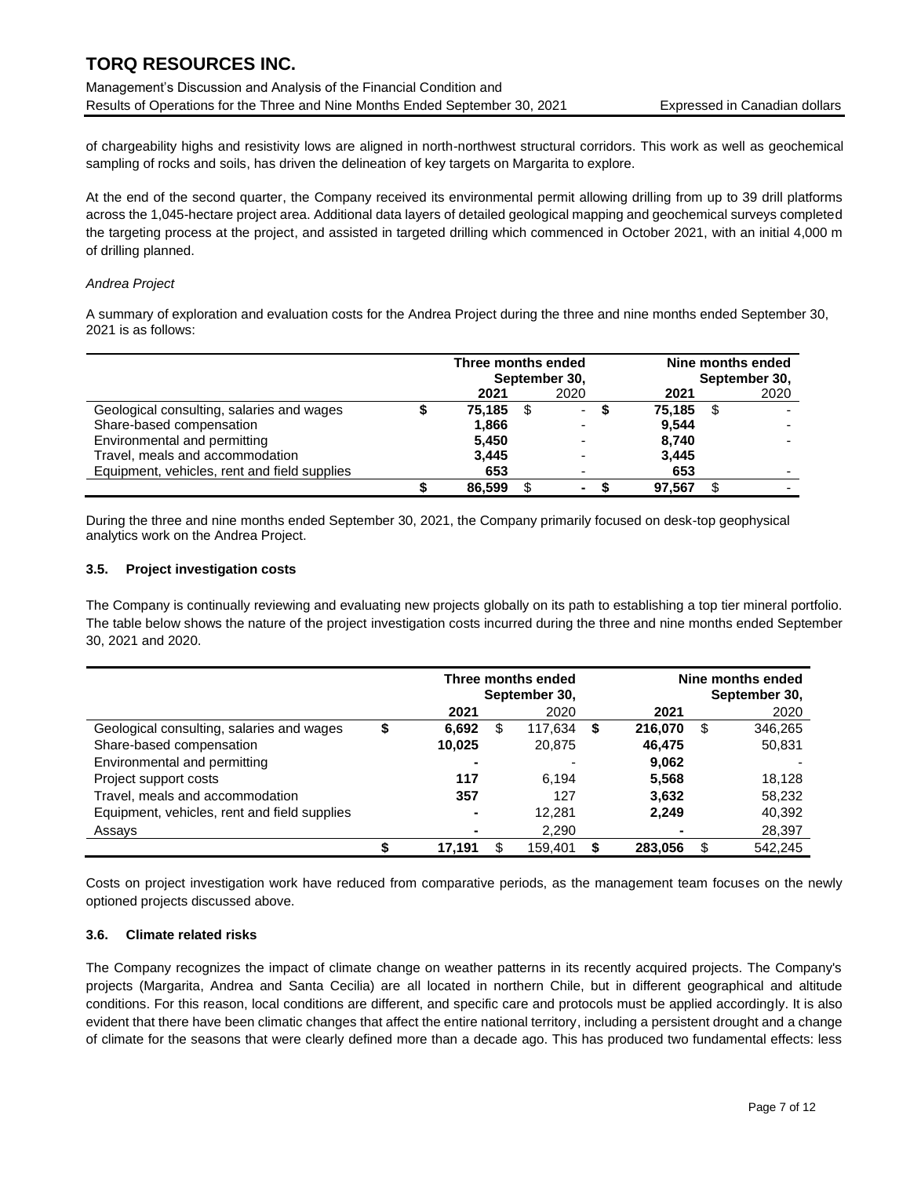of chargeability highs and resistivity lows are aligned in north-northwest structural corridors. This work as well as geochemical sampling of rocks and soils, has driven the delineation of key targets on Margarita to explore.

At the end of the second quarter, the Company received its environmental permit allowing drilling from up to 39 drill platforms across the 1,045-hectare project area. Additional data layers of detailed geological mapping and geochemical surveys completed the targeting process at the project, and assisted in targeted drilling which commenced in October 2021, with an initial 4,000 m of drilling planned.

*Andrea Project*

A summary of exploration and evaluation costs for the Andrea Project during the three and nine months ended September 30, 2021 is as follows:

| | Three months ended September 30, | | Nine months ended September 30, | |
|---|---|---|---|---|
| | **2021** | 2020 | **2021** | 2020 |
| Geological consulting, salaries and wages | **$ 75,185** | $ - | **$ 75,185** | $ - |
| Share-based compensation | **1,866** | - | **9,544** | - |
| Environmental and permitting | **5,450** | - | **8,740** | - |
| Travel, meals and accommodation | **3,445** | - | **3,445** | |
| Equipment, vehicles, rent and field supplies | **653** | - | **653** | - |
| | **$ 86,599** | $ - | **$ 97,567** | $ - |

During the three and nine months ended September 30, 2021, the Company primarily focused on desk-top geophysical analytics work on the Andrea Project.

### 3.5. Project investigation costs

The Company is continually reviewing and evaluating new projects globally on its path to establishing a top tier mineral portfolio. The table below shows the nature of the project investigation costs incurred during the three and nine months ended September 30, 2021 and 2020.

| | Three months ended September 30, | | Nine months ended September 30, | |
|---|---|---|---|---|
| | **2021** | 2020 | **2021** | 2020 |
| Geological consulting, salaries and wages | **$ 6,692** | $ 117,634 | **$ 216,070** | $ 346,265 |
| Share-based compensation | **10,025** | 20,875 | **46,475** | 50,831 |
| Environmental and permitting | **-** | - | **9,062** | - |
| Project support costs | **117** | 6,194 | **5,568** | 18,128 |
| Travel, meals and accommodation | **357** | 127 | **3,632** | 58,232 |
| Equipment, vehicles, rent and field supplies | **-** | 12,281 | **2,249** | 40,392 |
| Assays | **-** | 2,290 | **-** | 28,397 |
| | **$ 17,191** | $ 159,401 | **$ 283,056** | $ 542,245 |

Costs on project investigation work have reduced from comparative periods, as the management team focuses on the newly optioned projects discussed above.

### 3.6. Climate related risks

The Company recognizes the impact of climate change on weather patterns in its recently acquired projects. The Company's projects (Margarita, Andrea and Santa Cecilia) are all located in northern Chile, but in different geographical and altitude conditions. For this reason, local conditions are different, and specific care and protocols must be applied accordingly. It is also evident that there have been climatic changes that affect the entire national territory, including a persistent drought and a change of climate for the seasons that were clearly defined more than a decade ago. This has produced two fundamental effects: less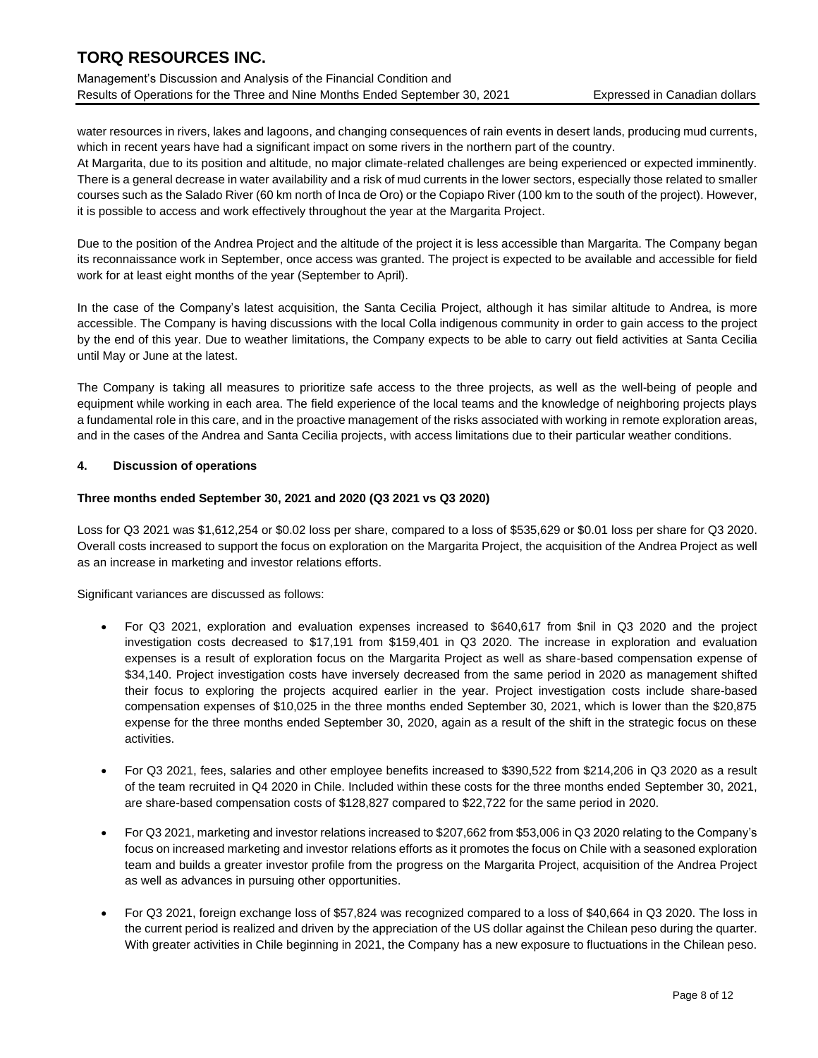water resources in rivers, lakes and lagoons, and changing consequences of rain events in desert lands, producing mud currents, which in recent years have had a significant impact on some rivers in the northern part of the country.

At Margarita, due to its position and altitude, no major climate-related challenges are being experienced or expected imminently. There is a general decrease in water availability and a risk of mud currents in the lower sectors, especially those related to smaller courses such as the Salado River (60 km north of Inca de Oro) or the Copiapo River (100 km to the south of the project). However, it is possible to access and work effectively throughout the year at the Margarita Project.

Due to the position of the Andrea Project and the altitude of the project it is less accessible than Margarita. The Company began its reconnaissance work in September, once access was granted. The project is expected to be available and accessible for field work for at least eight months of the year (September to April).

In the case of the Company's latest acquisition, the Santa Cecilia Project, although it has similar altitude to Andrea, is more accessible. The Company is having discussions with the local Colla indigenous community in order to gain access to the project by the end of this year. Due to weather limitations, the Company expects to be able to carry out field activities at Santa Cecilia until May or June at the latest.

The Company is taking all measures to prioritize safe access to the three projects, as well as the well-being of people and equipment while working in each area. The field experience of the local teams and the knowledge of neighboring projects plays a fundamental role in this care, and in the proactive management of the risks associated with working in remote exploration areas, and in the cases of the Andrea and Santa Cecilia projects, with access limitations due to their particular weather conditions.

## 4. Discussion of operations

### Three months ended September 30, 2021 and 2020 (Q3 2021 vs Q3 2020)

Loss for Q3 2021 was $1,612,254 or $0.02 loss per share, compared to a loss of $535,629 or $0.01 loss per share for Q3 2020. Overall costs increased to support the focus on exploration on the Margarita Project, the acquisition of the Andrea Project as well as an increase in marketing and investor relations efforts.

Significant variances are discussed as follows:

- For Q3 2021, exploration and evaluation expenses increased to $640,617 from $nil in Q3 2020 and the project investigation costs decreased to $17,191 from $159,401 in Q3 2020. The increase in exploration and evaluation expenses is a result of exploration focus on the Margarita Project as well as share-based compensation expense of $34,140. Project investigation costs have inversely decreased from the same period in 2020 as management shifted their focus to exploring the projects acquired earlier in the year. Project investigation costs include share-based compensation expenses of $10,025 in the three months ended September 30, 2021, which is lower than the $20,875 expense for the three months ended September 30, 2020, again as a result of the shift in the strategic focus on these activities.

- For Q3 2021, fees, salaries and other employee benefits increased to $390,522 from $214,206 in Q3 2020 as a result of the team recruited in Q4 2020 in Chile. Included within these costs for the three months ended September 30, 2021, are share-based compensation costs of $128,827 compared to $22,722 for the same period in 2020.

- For Q3 2021, marketing and investor relations increased to $207,662 from $53,006 in Q3 2020 relating to the Company's focus on increased marketing and investor relations efforts as it promotes the focus on Chile with a seasoned exploration team and builds a greater investor profile from the progress on the Margarita Project, acquisition of the Andrea Project as well as advances in pursuing other opportunities.

- For Q3 2021, foreign exchange loss of $57,824 was recognized compared to a loss of $40,664 in Q3 2020. The loss in the current period is realized and driven by the appreciation of the US dollar against the Chilean peso during the quarter. With greater activities in Chile beginning in 2021, the Company has a new exposure to fluctuations in the Chilean peso.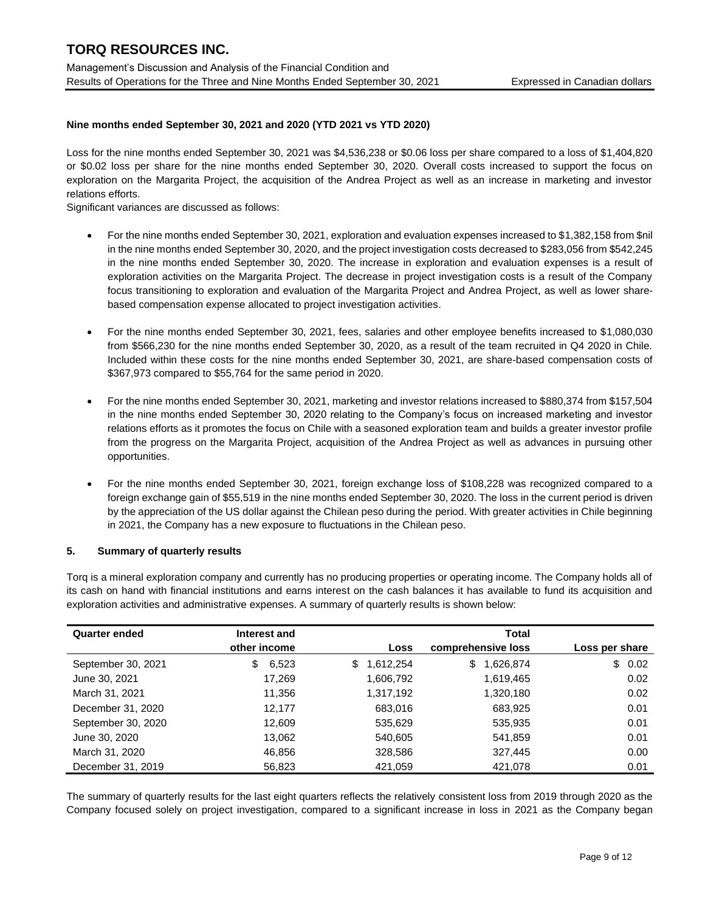**Nine months ended September 30, 2021 and 2020 (YTD 2021 vs YTD 2020)**

Loss for the nine months ended September 30, 2021 was $4,536,238 or $0.06 loss per share compared to a loss of $1,404,820 or $0.02 loss per share for the nine months ended September 30, 2020. Overall costs increased to support the focus on exploration on the Margarita Project, the acquisition of the Andrea Project as well as an increase in marketing and investor relations efforts.

Significant variances are discussed as follows:

- For the nine months ended September 30, 2021, exploration and evaluation expenses increased to $1,382,158 from $nil in the nine months ended September 30, 2020, and the project investigation costs decreased to $283,056 from $542,245 in the nine months ended September 30, 2020. The increase in exploration and evaluation expenses is a result of exploration activities on the Margarita Project. The decrease in project investigation costs is a result of the Company focus transitioning to exploration and evaluation of the Margarita Project and Andrea Project, as well as lower share-based compensation expense allocated to project investigation activities.

- For the nine months ended September 30, 2021, fees, salaries and other employee benefits increased to $1,080,030 from $566,230 for the nine months ended September 30, 2020, as a result of the team recruited in Q4 2020 in Chile. Included within these costs for the nine months ended September 30, 2021, are share-based compensation costs of $367,973 compared to $55,764 for the same period in 2020.

- For the nine months ended September 30, 2021, marketing and investor relations increased to $880,374 from $157,504 in the nine months ended September 30, 2020 relating to the Company's focus on increased marketing and investor relations efforts as it promotes the focus on Chile with a seasoned exploration team and builds a greater investor profile from the progress on the Margarita Project, acquisition of the Andrea Project as well as advances in pursuing other opportunities.

- For the nine months ended September 30, 2021, foreign exchange loss of $108,228 was recognized compared to a foreign exchange gain of $55,519 in the nine months ended September 30, 2020. The loss in the current period is driven by the appreciation of the US dollar against the Chilean peso during the period. With greater activities in Chile beginning in 2021, the Company has a new exposure to fluctuations in the Chilean peso.

## 5. Summary of quarterly results

Torq is a mineral exploration company and currently has no producing properties or operating income. The Company holds all of its cash on hand with financial institutions and earns interest on the cash balances it has available to fund its acquisition and exploration activities and administrative expenses. A summary of quarterly results is shown below:

| Quarter ended | Interest and other income | Loss | Total comprehensive loss | Loss per share |
|---|---|---|---|---|
| September 30, 2021 | $ 6,523 | $ 1,612,254 | $ 1,626,874 | $ 0.02 |
| June 30, 2021 | 17,269 | 1,606,792 | 1,619,465 | 0.02 |
| March 31, 2021 | 11,356 | 1,317,192 | 1,320,180 | 0.02 |
| December 31, 2020 | 12,177 | 683,016 | 683,925 | 0.01 |
| September 30, 2020 | 12,609 | 535,629 | 535,935 | 0.01 |
| June 30, 2020 | 13,062 | 540,605 | 541,859 | 0.01 |
| March 31, 2020 | 46,856 | 328,586 | 327,445 | 0.00 |
| December 31, 2019 | 56,823 | 421,059 | 421,078 | 0.01 |

The summary of quarterly results for the last eight quarters reflects the relatively consistent loss from 2019 through 2020 as the Company focused solely on project investigation, compared to a significant increase in loss in 2021 as the Company began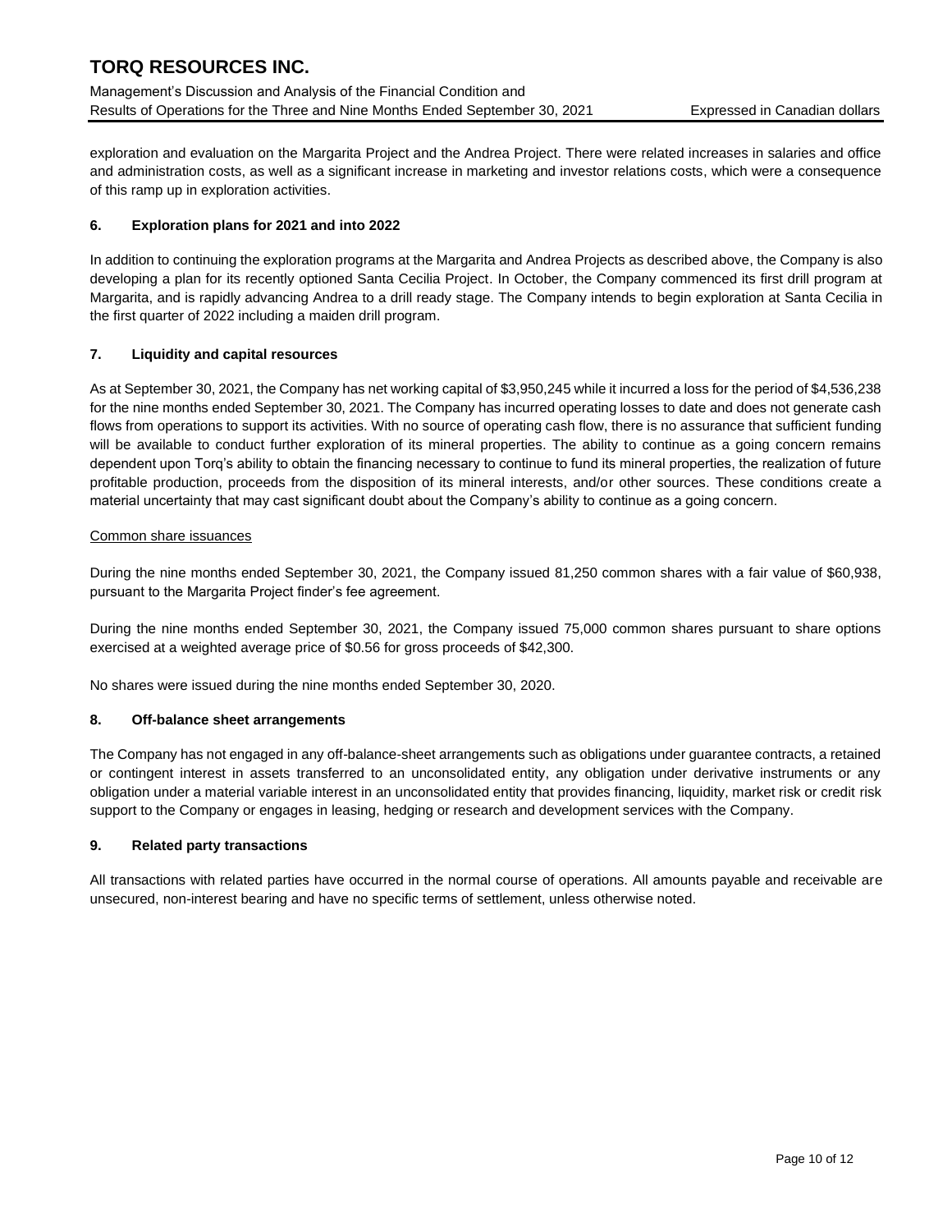exploration and evaluation on the Margarita Project and the Andrea Project. There were related increases in salaries and office and administration costs, as well as a significant increase in marketing and investor relations costs, which were a consequence of this ramp up in exploration activities.

## 6. Exploration plans for 2021 and into 2022

In addition to continuing the exploration programs at the Margarita and Andrea Projects as described above, the Company is also developing a plan for its recently optioned Santa Cecilia Project. In October, the Company commenced its first drill program at Margarita, and is rapidly advancing Andrea to a drill ready stage. The Company intends to begin exploration at Santa Cecilia in the first quarter of 2022 including a maiden drill program.

## 7. Liquidity and capital resources

As at September 30, 2021, the Company has net working capital of $3,950,245 while it incurred a loss for the period of $4,536,238 for the nine months ended September 30, 2021. The Company has incurred operating losses to date and does not generate cash flows from operations to support its activities. With no source of operating cash flow, there is no assurance that sufficient funding will be available to conduct further exploration of its mineral properties. The ability to continue as a going concern remains dependent upon Torq's ability to obtain the financing necessary to continue to fund its mineral properties, the realization of future profitable production, proceeds from the disposition of its mineral interests, and/or other sources. These conditions create a material uncertainty that may cast significant doubt about the Company's ability to continue as a going concern.

<u>Common share issuances</u>

During the nine months ended September 30, 2021, the Company issued 81,250 common shares with a fair value of $60,938, pursuant to the Margarita Project finder's fee agreement.

During the nine months ended September 30, 2021, the Company issued 75,000 common shares pursuant to share options exercised at a weighted average price of $0.56 for gross proceeds of $42,300.

No shares were issued during the nine months ended September 30, 2020.

## 8. Off-balance sheet arrangements

The Company has not engaged in any off-balance-sheet arrangements such as obligations under guarantee contracts, a retained or contingent interest in assets transferred to an unconsolidated entity, any obligation under derivative instruments or any obligation under a material variable interest in an unconsolidated entity that provides financing, liquidity, market risk or credit risk support to the Company or engages in leasing, hedging or research and development services with the Company.

## 9. Related party transactions

All transactions with related parties have occurred in the normal course of operations. All amounts payable and receivable are unsecured, non-interest bearing and have no specific terms of settlement, unless otherwise noted.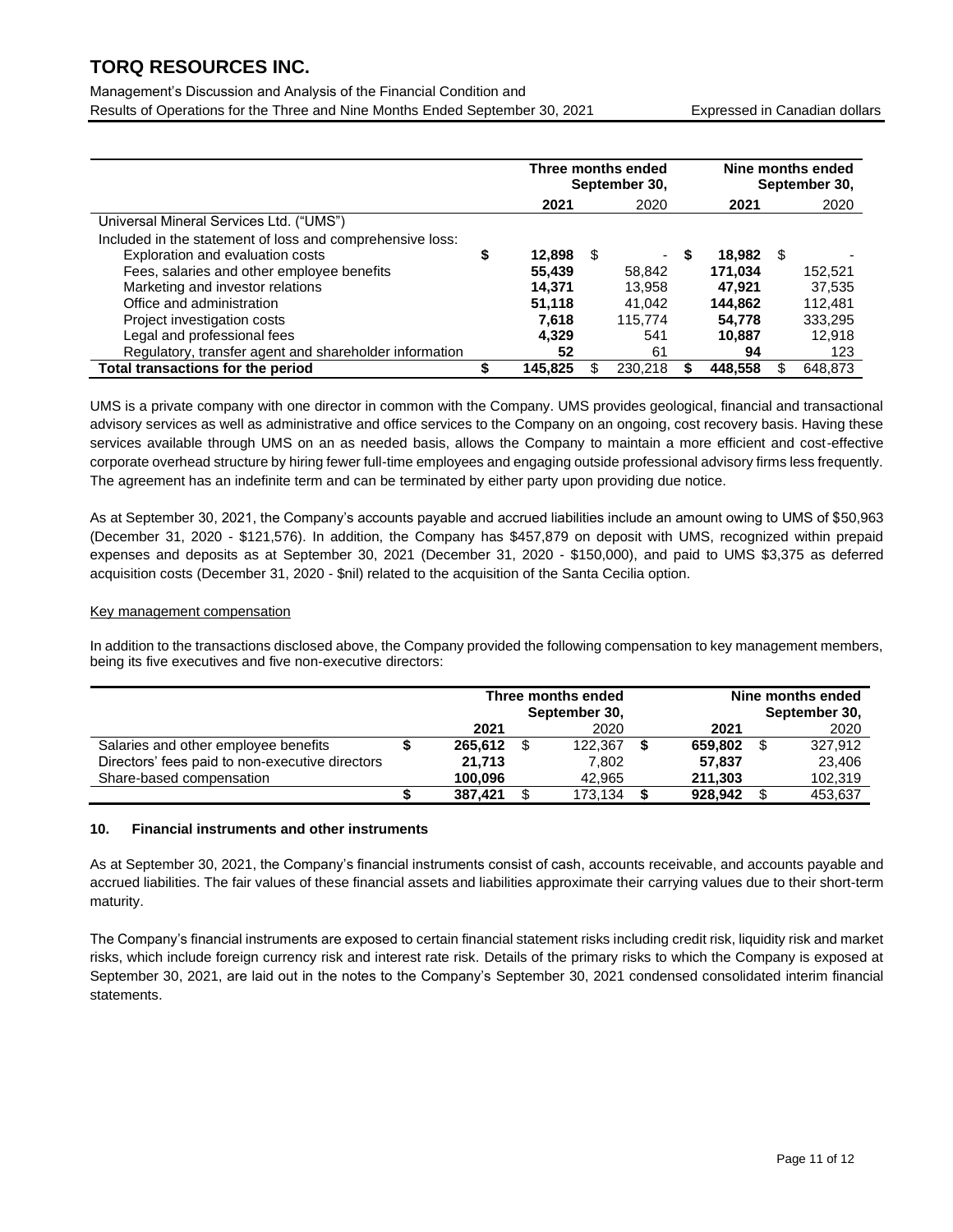| | Three months ended September 30, | | Nine months ended September 30, | |
|---|---|---|---|---|
| | **2021** | 2020 | **2021** | 2020 |
| Universal Mineral Services Ltd. ("UMS") | | | | |
| Included in the statement of loss and comprehensive loss: | | | | |
| Exploration and evaluation costs | **$ 12,898** | $ - | **$ 18,982** | $ - |
| Fees, salaries and other employee benefits | **55,439** | 58,842 | **171,034** | 152,521 |
| Marketing and investor relations | **14,371** | 13,958 | **47,921** | 37,535 |
| Office and administration | **51,118** | 41,042 | **144,862** | 112,481 |
| Project investigation costs | **7,618** | 115,774 | **54,778** | 333,295 |
| Legal and professional fees | **4,329** | 541 | **10,887** | 12,918 |
| Regulatory, transfer agent and shareholder information | **52** | 61 | **94** | 123 |
| **Total transactions for the period** | **$ 145,825** | $ 230,218 | **$ 448,558** | $ 648,873 |

UMS is a private company with one director in common with the Company. UMS provides geological, financial and transactional advisory services as well as administrative and office services to the Company on an ongoing, cost recovery basis. Having these services available through UMS on an as needed basis, allows the Company to maintain a more efficient and cost-effective corporate overhead structure by hiring fewer full-time employees and engaging outside professional advisory firms less frequently. The agreement has an indefinite term and can be terminated by either party upon providing due notice.

As at September 30, 2021, the Company's accounts payable and accrued liabilities include an amount owing to UMS of $50,963 (December 31, 2020 - $121,576). In addition, the Company has $457,879 on deposit with UMS, recognized within prepaid expenses and deposits as at September 30, 2021 (December 31, 2020 - $150,000), and paid to UMS $3,375 as deferred acquisition costs (December 31, 2020 - $nil) related to the acquisition of the Santa Cecilia option.

Key management compensation

In addition to the transactions disclosed above, the Company provided the following compensation to key management members, being its five executives and five non-executive directors:

| | Three months ended September 30, | | Nine months ended September 30, | |
|---|---|---|---|---|
| | **2021** | 2020 | **2021** | 2020 |
| Salaries and other employee benefits | **$ 265,612** | $ 122,367 | **$ 659,802** | $ 327,912 |
| Directors' fees paid to non-executive directors | **21,713** | 7,802 | **57,837** | 23,406 |
| Share-based compensation | **100,096** | 42,965 | **211,303** | 102,319 |
| | **$ 387,421** | $ 173,134 | **$ 928,942** | $ 453,637 |

## 10. Financial instruments and other instruments

As at September 30, 2021, the Company's financial instruments consist of cash, accounts receivable, and accounts payable and accrued liabilities. The fair values of these financial assets and liabilities approximate their carrying values due to their short-term maturity.

The Company's financial instruments are exposed to certain financial statement risks including credit risk, liquidity risk and market risks, which include foreign currency risk and interest rate risk. Details of the primary risks to which the Company is exposed at September 30, 2021, are laid out in the notes to the Company's September 30, 2021 condensed consolidated interim financial statements.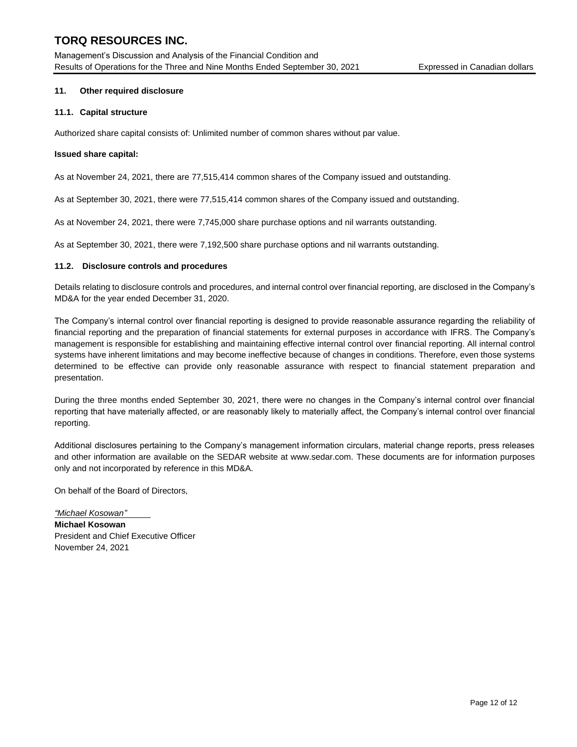## 11. Other required disclosure

### 11.1. Capital structure

Authorized share capital consists of: Unlimited number of common shares without par value.

**Issued share capital:**

As at November 24, 2021, there are 77,515,414 common shares of the Company issued and outstanding.

As at September 30, 2021, there were 77,515,414 common shares of the Company issued and outstanding.

As at November 24, 2021, there were 7,745,000 share purchase options and nil warrants outstanding.

As at September 30, 2021, there were 7,192,500 share purchase options and nil warrants outstanding.

### 11.2. Disclosure controls and procedures

Details relating to disclosure controls and procedures, and internal control over financial reporting, are disclosed in the Company's MD&A for the year ended December 31, 2020.

The Company's internal control over financial reporting is designed to provide reasonable assurance regarding the reliability of financial reporting and the preparation of financial statements for external purposes in accordance with IFRS. The Company's management is responsible for establishing and maintaining effective internal control over financial reporting. All internal control systems have inherent limitations and may become ineffective because of changes in conditions. Therefore, even those systems determined to be effective can provide only reasonable assurance with respect to financial statement preparation and presentation.

During the three months ended September 30, 2021, there were no changes in the Company's internal control over financial reporting that have materially affected, or are reasonably likely to materially affect, the Company's internal control over financial reporting.

Additional disclosures pertaining to the Company's management information circulars, material change reports, press releases and other information are available on the SEDAR website at www.sedar.com. These documents are for information purposes only and not incorporated by reference in this MD&A.

On behalf of the Board of Directors,

*"Michael Kosowan"*

**Michael Kosowan**
President and Chief Executive Officer
November 24, 2021